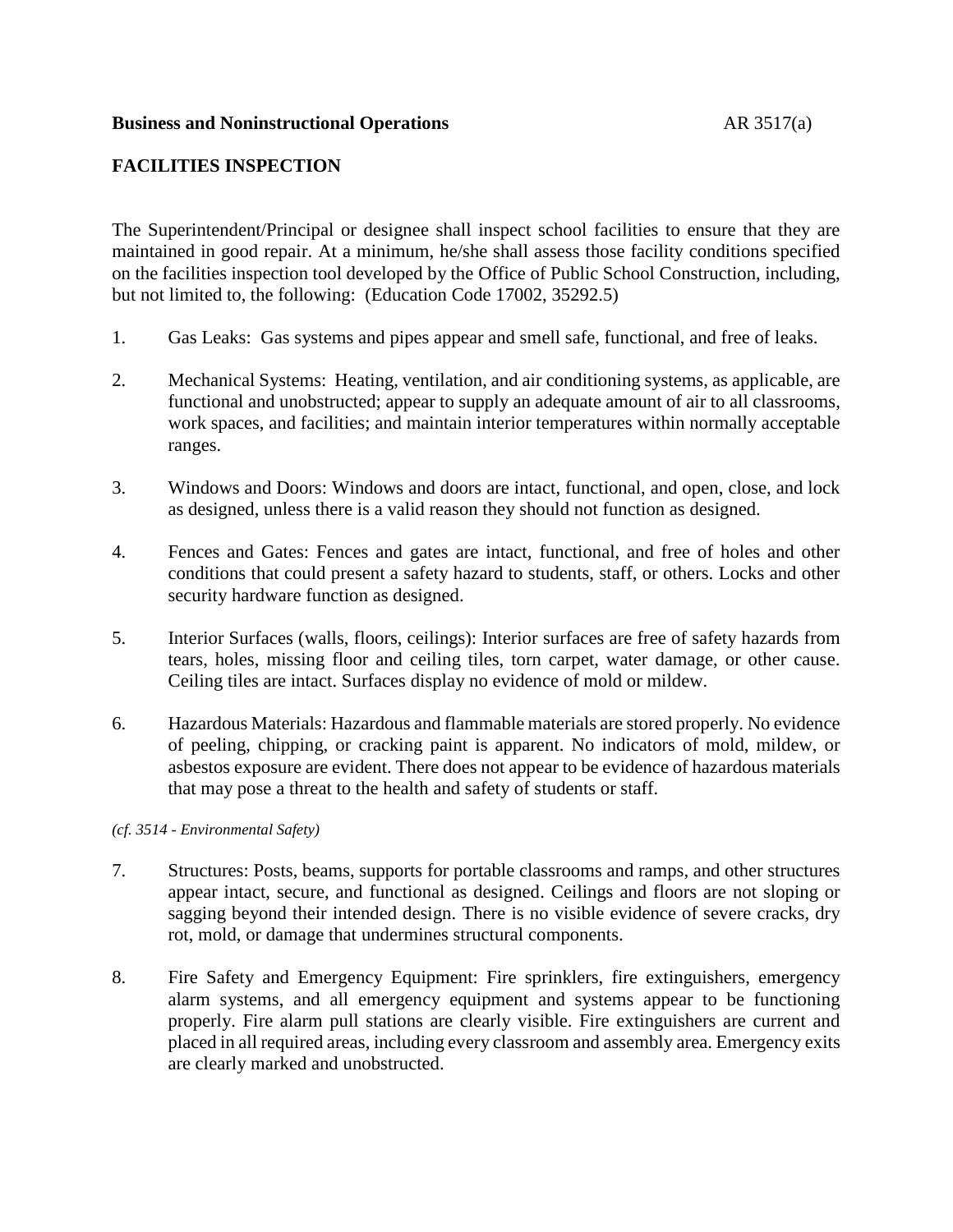**Business and Noninstructional Operations** AR 3517(a)

## FACILITIES INSPECTION

The Superintendent/Principal or designee shall inspect school facilities to ensure that they are maintained in good repair. At a minimum, he/she shall assess those facility conditions specified on the facilities inspection tool developed by the Office of Public School Construction, including, but not limited to, the following: (Education Code 17002, 35292.5)

1. Gas Leaks: Gas systems and pipes appear and smell safe, functional, and free of leaks.

2. Mechanical Systems: Heating, ventilation, and air conditioning systems, as applicable, are functional and unobstructed; appear to supply an adequate amount of air to all classrooms, work spaces, and facilities; and maintain interior temperatures within normally acceptable ranges.

3. Windows and Doors: Windows and doors are intact, functional, and open, close, and lock as designed, unless there is a valid reason they should not function as designed.

4. Fences and Gates: Fences and gates are intact, functional, and free of holes and other conditions that could present a safety hazard to students, staff, or others. Locks and other security hardware function as designed.

5. Interior Surfaces (walls, floors, ceilings): Interior surfaces are free of safety hazards from tears, holes, missing floor and ceiling tiles, torn carpet, water damage, or other cause. Ceiling tiles are intact. Surfaces display no evidence of mold or mildew.

6. Hazardous Materials: Hazardous and flammable materials are stored properly. No evidence of peeling, chipping, or cracking paint is apparent. No indicators of mold, mildew, or asbestos exposure are evident. There does not appear to be evidence of hazardous materials that may pose a threat to the health and safety of students or staff.

*(cf. 3514 - Environmental Safety)*

7. Structures: Posts, beams, supports for portable classrooms and ramps, and other structures appear intact, secure, and functional as designed. Ceilings and floors are not sloping or sagging beyond their intended design. There is no visible evidence of severe cracks, dry rot, mold, or damage that undermines structural components.

8. Fire Safety and Emergency Equipment: Fire sprinklers, fire extinguishers, emergency alarm systems, and all emergency equipment and systems appear to be functioning properly. Fire alarm pull stations are clearly visible. Fire extinguishers are current and placed in all required areas, including every classroom and assembly area. Emergency exits are clearly marked and unobstructed.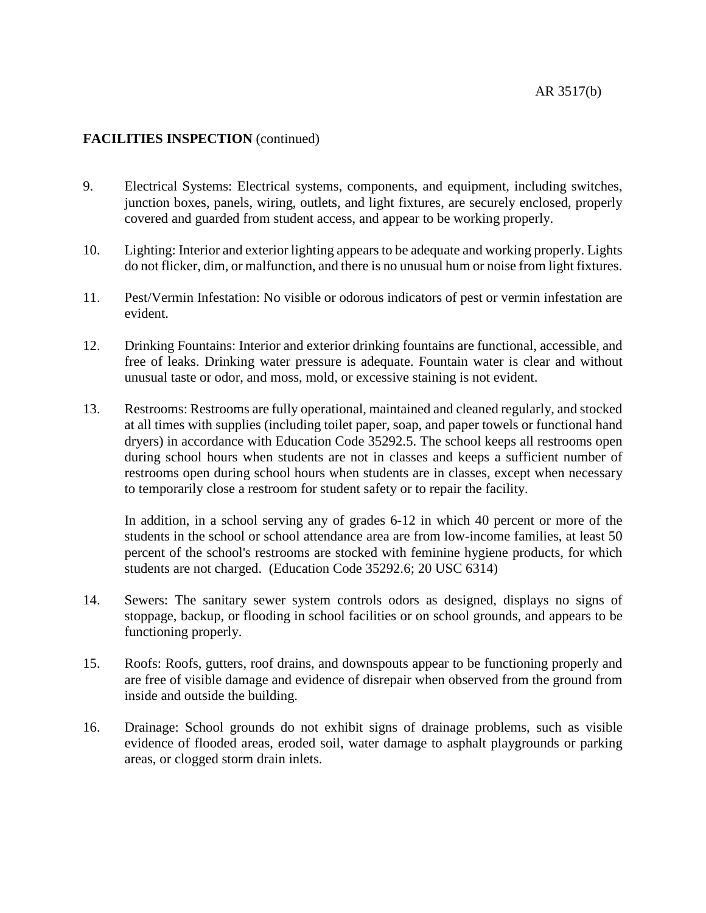**FACILITIES INSPECTION** (continued)

9. Electrical Systems: Electrical systems, components, and equipment, including switches, junction boxes, panels, wiring, outlets, and light fixtures, are securely enclosed, properly covered and guarded from student access, and appear to be working properly.

10. Lighting: Interior and exterior lighting appears to be adequate and working properly. Lights do not flicker, dim, or malfunction, and there is no unusual hum or noise from light fixtures.

11. Pest/Vermin Infestation: No visible or odorous indicators of pest or vermin infestation are evident.

12. Drinking Fountains: Interior and exterior drinking fountains are functional, accessible, and free of leaks. Drinking water pressure is adequate. Fountain water is clear and without unusual taste or odor, and moss, mold, or excessive staining is not evident.

13. Restrooms: Restrooms are fully operational, maintained and cleaned regularly, and stocked at all times with supplies (including toilet paper, soap, and paper towels or functional hand dryers) in accordance with Education Code 35292.5. The school keeps all restrooms open during school hours when students are not in classes and keeps a sufficient number of restrooms open during school hours when students are in classes, except when necessary to temporarily close a restroom for student safety or to repair the facility.

    In addition, in a school serving any of grades 6-12 in which 40 percent or more of the students in the school or school attendance area are from low-income families, at least 50 percent of the school's restrooms are stocked with feminine hygiene products, for which students are not charged. (Education Code 35292.6; 20 USC 6314)

14. Sewers: The sanitary sewer system controls odors as designed, displays no signs of stoppage, backup, or flooding in school facilities or on school grounds, and appears to be functioning properly.

15. Roofs: Roofs, gutters, roof drains, and downspouts appear to be functioning properly and are free of visible damage and evidence of disrepair when observed from the ground from inside and outside the building.

16. Drainage: School grounds do not exhibit signs of drainage problems, such as visible evidence of flooded areas, eroded soil, water damage to asphalt playgrounds or parking areas, or clogged storm drain inlets.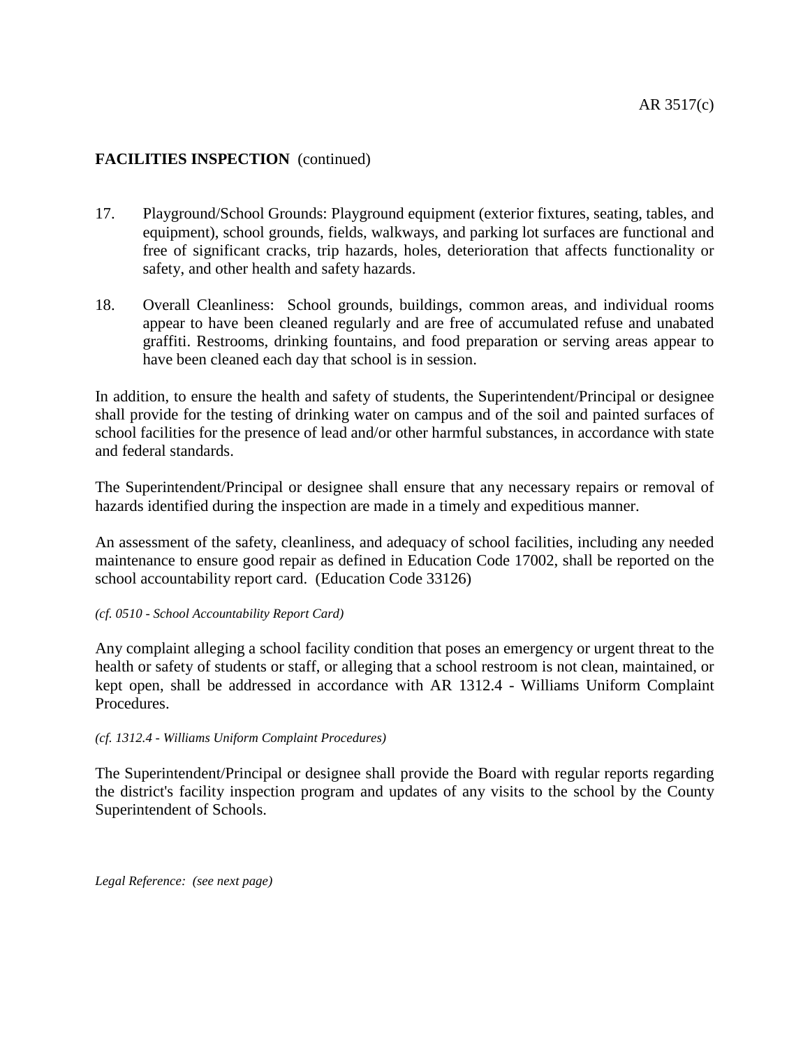**FACILITIES INSPECTION** (continued)

17. Playground/School Grounds: Playground equipment (exterior fixtures, seating, tables, and equipment), school grounds, fields, walkways, and parking lot surfaces are functional and free of significant cracks, trip hazards, holes, deterioration that affects functionality or safety, and other health and safety hazards.

18. Overall Cleanliness: School grounds, buildings, common areas, and individual rooms appear to have been cleaned regularly and are free of accumulated refuse and unabated graffiti. Restrooms, drinking fountains, and food preparation or serving areas appear to have been cleaned each day that school is in session.

In addition, to ensure the health and safety of students, the Superintendent/Principal or designee shall provide for the testing of drinking water on campus and of the soil and painted surfaces of school facilities for the presence of lead and/or other harmful substances, in accordance with state and federal standards.

The Superintendent/Principal or designee shall ensure that any necessary repairs or removal of hazards identified during the inspection are made in a timely and expeditious manner.

An assessment of the safety, cleanliness, and adequacy of school facilities, including any needed maintenance to ensure good repair as defined in Education Code 17002, shall be reported on the school accountability report card. (Education Code 33126)

*(cf. 0510 - School Accountability Report Card)*

Any complaint alleging a school facility condition that poses an emergency or urgent threat to the health or safety of students or staff, or alleging that a school restroom is not clean, maintained, or kept open, shall be addressed in accordance with AR 1312.4 - Williams Uniform Complaint Procedures.

*(cf. 1312.4 - Williams Uniform Complaint Procedures)*

The Superintendent/Principal or designee shall provide the Board with regular reports regarding the district's facility inspection program and updates of any visits to the school by the County Superintendent of Schools.

*Legal Reference: (see next page)*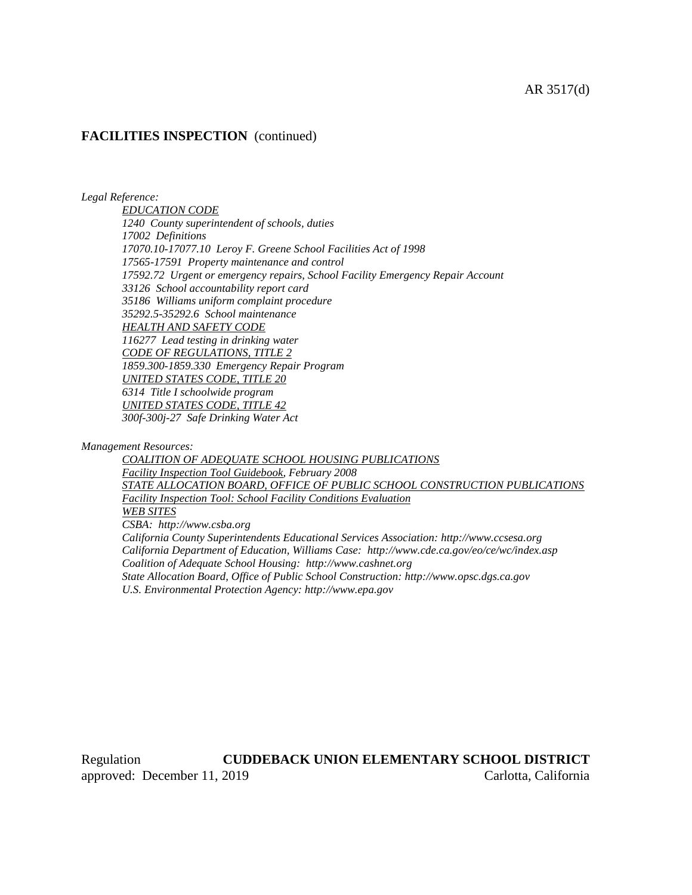*Legal Reference:*

*EDUCATION CODE*
*1240 County superintendent of schools, duties*
*17002 Definitions*
*17070.10-17077.10 Leroy F. Greene School Facilities Act of 1998*
*17565-17591 Property maintenance and control*
*17592.72 Urgent or emergency repairs, School Facility Emergency Repair Account*
*33126 School accountability report card*
*35186 Williams uniform complaint procedure*
*35292.5-35292.6 School maintenance*
*HEALTH AND SAFETY CODE*
*116277 Lead testing in drinking water*
*CODE OF REGULATIONS, TITLE 2*
*1859.300-1859.330 Emergency Repair Program*
*UNITED STATES CODE, TITLE 20*
*6314 Title I schoolwide program*
*UNITED STATES CODE, TITLE 42*
*300f-300j-27 Safe Drinking Water Act*

*Management Resources:*

*COALITION OF ADEQUATE SCHOOL HOUSING PUBLICATIONS*
*Facility Inspection Tool Guidebook, February 2008*
*STATE ALLOCATION BOARD, OFFICE OF PUBLIC SCHOOL CONSTRUCTION PUBLICATIONS*
*Facility Inspection Tool: School Facility Conditions Evaluation*
*WEB SITES*
*CSBA: http://www.csba.org*
*California County Superintendents Educational Services Association: http://www.ccsesa.org*
*California Department of Education, Williams Case: http://www.cde.ca.gov/eo/ce/wc/index.asp*
*Coalition of Adequate School Housing: http://www.cashnet.org*
*State Allocation Board, Office of Public School Construction: http://www.opsc.dgs.ca.gov*
*U.S. Environmental Protection Agency: http://www.epa.gov*

Regulation **CUDDEBACK UNION ELEMENTARY SCHOOL DISTRICT**
approved: December 11, 2019 Carlotta, California